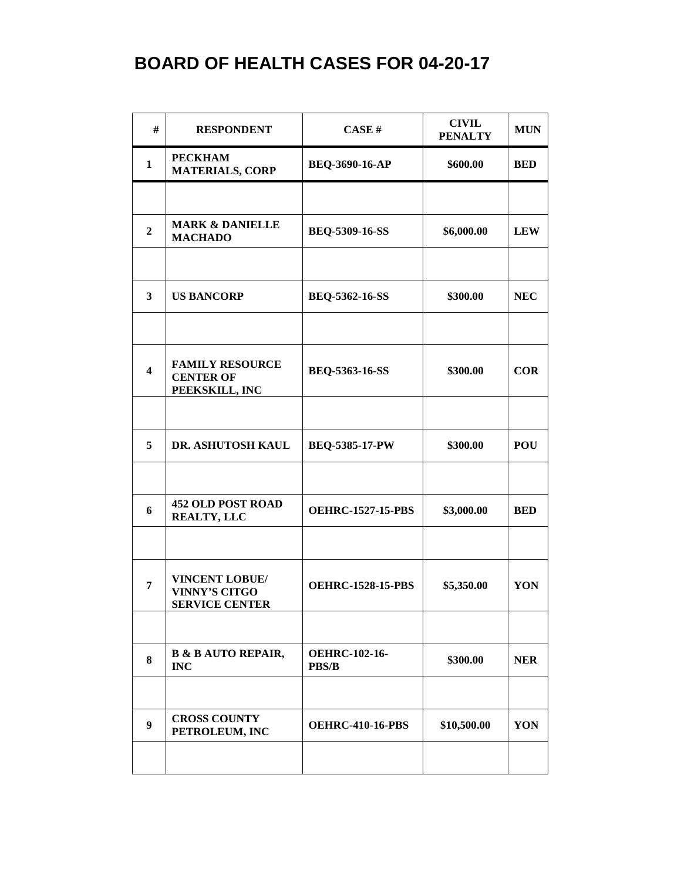# BOARD OF HEALTH CASES FOR 04-20-17

| # | RESPONDENT | CASE # | CIVIL PENALTY | MUN |
|---|---|---|---|---|
| 1 | PECKHAM MATERIALS, CORP | BEQ-3690-16-AP | $600.00 | BED |
| | | | | |
| 2 | MARK & DANIELLE MACHADO | BEQ-5309-16-SS | $6,000.00 | LEW |
| | | | | |
| 3 | US BANCORP | BEQ-5362-16-SS | $300.00 | NEC |
| | | | | |
| 4 | FAMILY RESOURCE CENTER OF PEEKSKILL, INC | BEQ-5363-16-SS | $300.00 | COR |
| | | | | |
| 5 | DR. ASHUTOSH KAUL | BEQ-5385-17-PW | $300.00 | POU |
| | | | | |
| 6 | 452 OLD POST ROAD REALTY, LLC | OEHRC-1527-15-PBS | $3,000.00 | BED |
| | | | | |
| 7 | VINCENT LOBUE/ VINNY'S CITGO SERVICE CENTER | OEHRC-1528-15-PBS | $5,350.00 | YON |
| | | | | |
| 8 | B & B AUTO REPAIR, INC | OEHRC-102-16-PBS/B | $300.00 | NER |
| | | | | |
| 9 | CROSS COUNTY PETROLEUM, INC | OEHRC-410-16-PBS | $10,500.00 | YON |
| | | | | |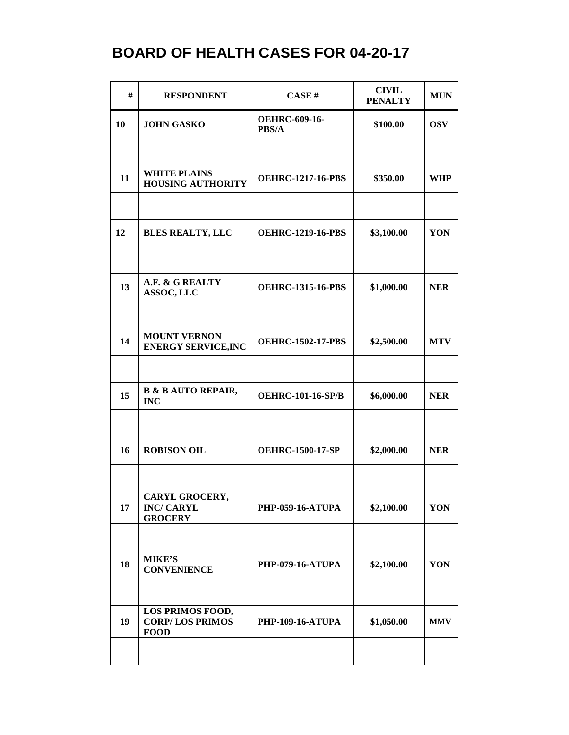# BOARD OF HEALTH CASES FOR 04-20-17

| # | RESPONDENT | CASE # | CIVIL PENALTY | MUN |
|---|---|---|---|---|
| 10 | JOHN GASKO | OEHRC-609-16-PBS/A | $100.00 | OSV |
| | | | | |
| 11 | WHITE PLAINS HOUSING AUTHORITY | OEHRC-1217-16-PBS | $350.00 | WHP |
| | | | | |
| 12 | BLES REALTY, LLC | OEHRC-1219-16-PBS | $3,100.00 | YON |
| | | | | |
| 13 | A.F. & G REALTY ASSOC, LLC | OEHRC-1315-16-PBS | $1,000.00 | NER |
| | | | | |
| 14 | MOUNT VERNON ENERGY SERVICE,INC | OEHRC-1502-17-PBS | $2,500.00 | MTV |
| | | | | |
| 15 | B & B AUTO REPAIR, INC | OEHRC-101-16-SP/B | $6,000.00 | NER |
| | | | | |
| 16 | ROBISON OIL | OEHRC-1500-17-SP | $2,000.00 | NER |
| | | | | |
| 17 | CARYL GROCERY, INC/ CARYL GROCERY | PHP-059-16-ATUPA | $2,100.00 | YON |
| | | | | |
| 18 | MIKE'S CONVENIENCE | PHP-079-16-ATUPA | $2,100.00 | YON |
| | | | | |
| 19 | LOS PRIMOS FOOD, CORP/ LOS PRIMOS FOOD | PHP-109-16-ATUPA | $1,050.00 | MMV |
| | | | | |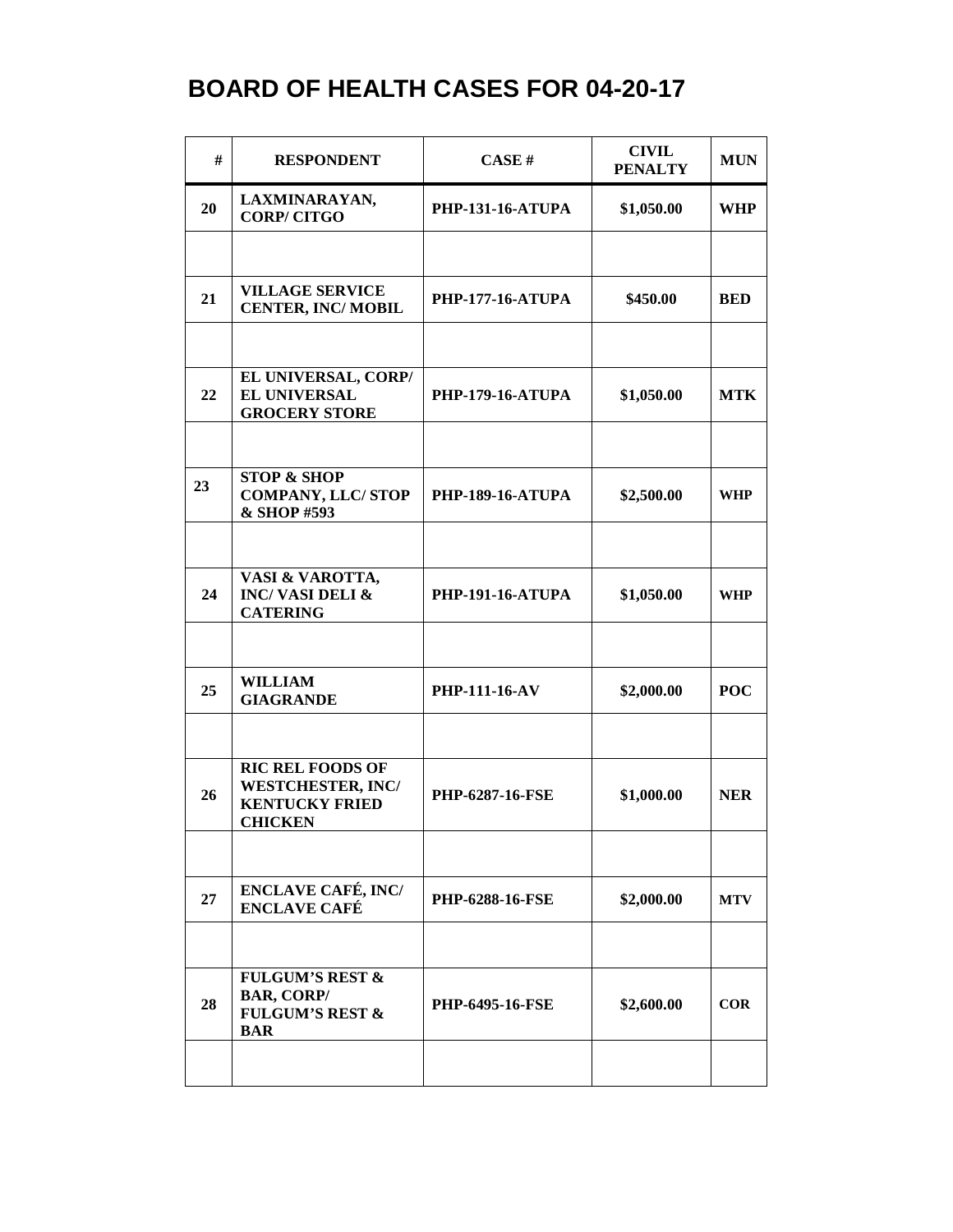# BOARD OF HEALTH CASES FOR 04-20-17

| # | RESPONDENT | CASE # | CIVIL PENALTY | MUN |
|---|---|---|---|---|
| 20 | LAXMINARAYAN, CORP/ CITGO | PHP-131-16-ATUPA | $1,050.00 | WHP |
| | | | | |
| 21 | VILLAGE SERVICE CENTER, INC/ MOBIL | PHP-177-16-ATUPA | $450.00 | BED |
| | | | | |
| 22 | EL UNIVERSAL, CORP/ EL UNIVERSAL GROCERY STORE | PHP-179-16-ATUPA | $1,050.00 | MTK |
| | | | | |
| 23 | STOP & SHOP COMPANY, LLC/ STOP & SHOP #593 | PHP-189-16-ATUPA | $2,500.00 | WHP |
| | | | | |
| 24 | VASI & VAROTTA, INC/ VASI DELI & CATERING | PHP-191-16-ATUPA | $1,050.00 | WHP |
| | | | | |
| 25 | WILLIAM GIAGRANDE | PHP-111-16-AV | $2,000.00 | POC |
| | | | | |
| 26 | RIC REL FOODS OF WESTCHESTER, INC/ KENTUCKY FRIED CHICKEN | PHP-6287-16-FSE | $1,000.00 | NER |
| | | | | |
| 27 | ENCLAVE CAFÉ, INC/ ENCLAVE CAFÉ | PHP-6288-16-FSE | $2,000.00 | MTV |
| | | | | |
| 28 | FULGUM'S REST & BAR, CORP/ FULGUM'S REST & BAR | PHP-6495-16-FSE | $2,600.00 | COR |
| | | | | |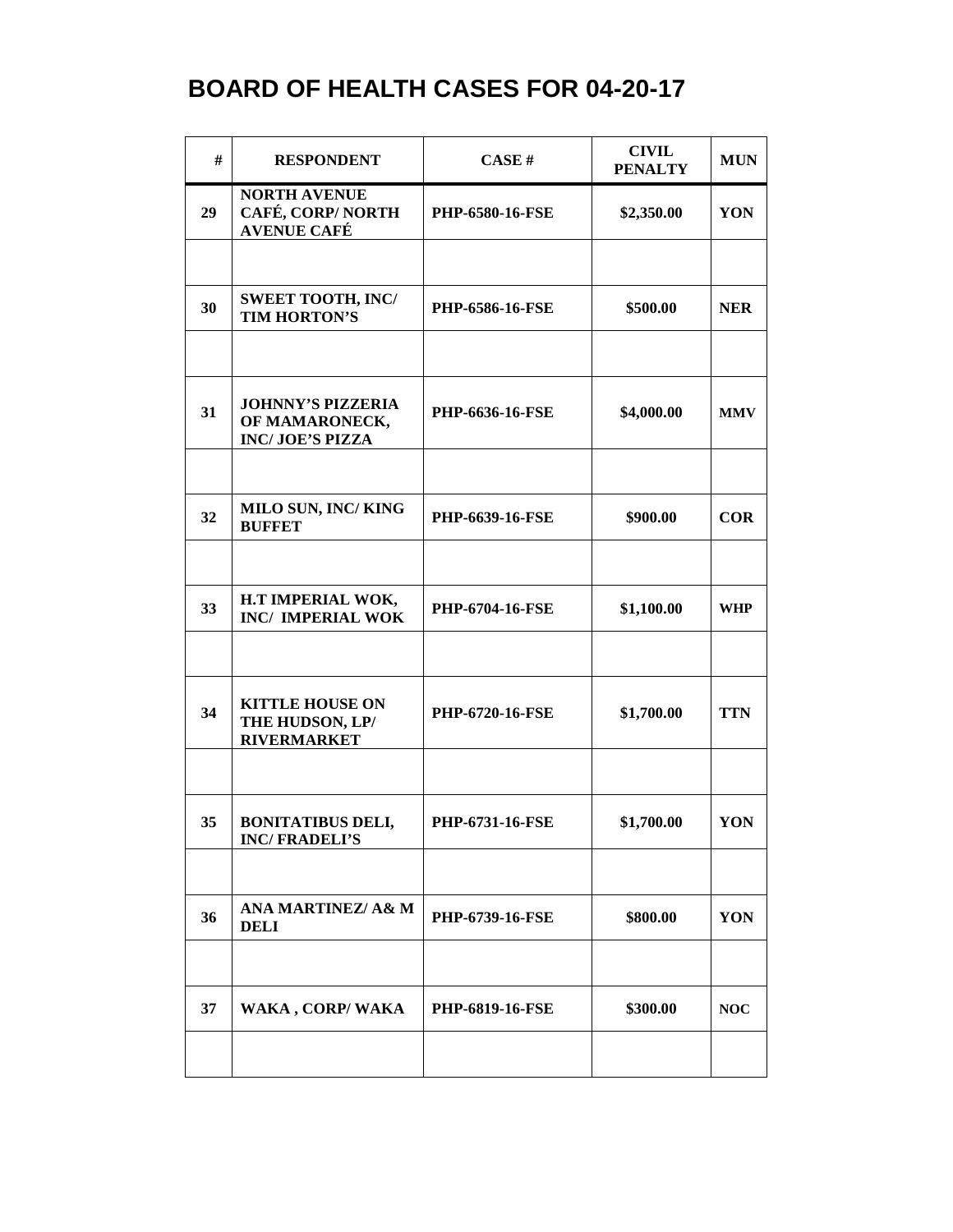# BOARD OF HEALTH CASES FOR 04-20-17

| # | RESPONDENT | CASE # | CIVIL PENALTY | MUN |
|---|---|---|---|---|
| 29 | NORTH AVENUE CAFÉ, CORP/ NORTH AVENUE CAFÉ | PHP-6580-16-FSE | $2,350.00 | YON |
| | | | | |
| 30 | SWEET TOOTH, INC/ TIM HORTON'S | PHP-6586-16-FSE | $500.00 | NER |
| | | | | |
| 31 | JOHNNY'S PIZZERIA OF MAMARONECK, INC/ JOE'S PIZZA | PHP-6636-16-FSE | $4,000.00 | MMV |
| | | | | |
| 32 | MILO SUN, INC/ KING BUFFET | PHP-6639-16-FSE | $900.00 | COR |
| | | | | |
| 33 | H.T IMPERIAL WOK, INC/ IMPERIAL WOK | PHP-6704-16-FSE | $1,100.00 | WHP |
| | | | | |
| 34 | KITTLE HOUSE ON THE HUDSON, LP/ RIVERMARKET | PHP-6720-16-FSE | $1,700.00 | TTN |
| | | | | |
| 35 | BONITATIBUS DELI, INC/ FRADELI'S | PHP-6731-16-FSE | $1,700.00 | YON |
| | | | | |
| 36 | ANA MARTINEZ/ A& M DELI | PHP-6739-16-FSE | $800.00 | YON |
| | | | | |
| 37 | WAKA , CORP/ WAKA | PHP-6819-16-FSE | $300.00 | NOC |
| | | | | |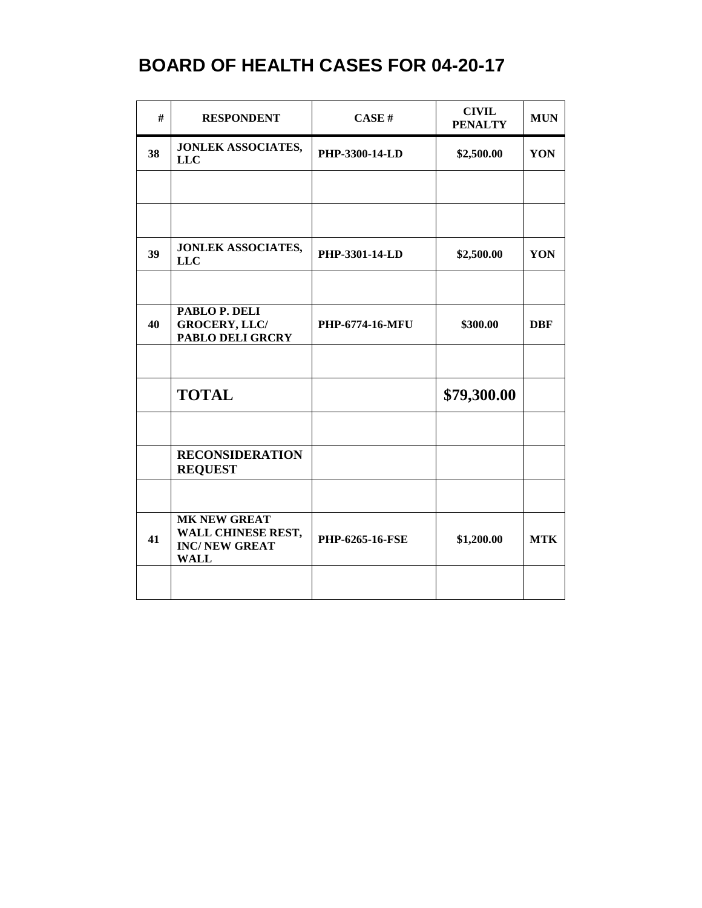# BOARD OF HEALTH CASES FOR 04-20-17

| # | RESPONDENT | CASE # | CIVIL PENALTY | MUN |
|---|---|---|---|---|
| 38 | JONLEK ASSOCIATES, LLC | PHP-3300-14-LD | $2,500.00 | YON |
| | | | | |
| | | | | |
| 39 | JONLEK ASSOCIATES, LLC | PHP-3301-14-LD | $2,500.00 | YON |
| | | | | |
| 40 | PABLO P. DELI GROCERY, LLC/ PABLO DELI GRCRY | PHP-6774-16-MFU | $300.00 | DBF |
| | | | | |
| | **TOTAL** | | **$79,300.00** | |
| | | | | |
| | **RECONSIDERATION REQUEST** | | | |
| | | | | |
| 41 | MK NEW GREAT WALL CHINESE REST, INC/ NEW GREAT WALL | PHP-6265-16-FSE | $1,200.00 | MTK |
| | | | | |